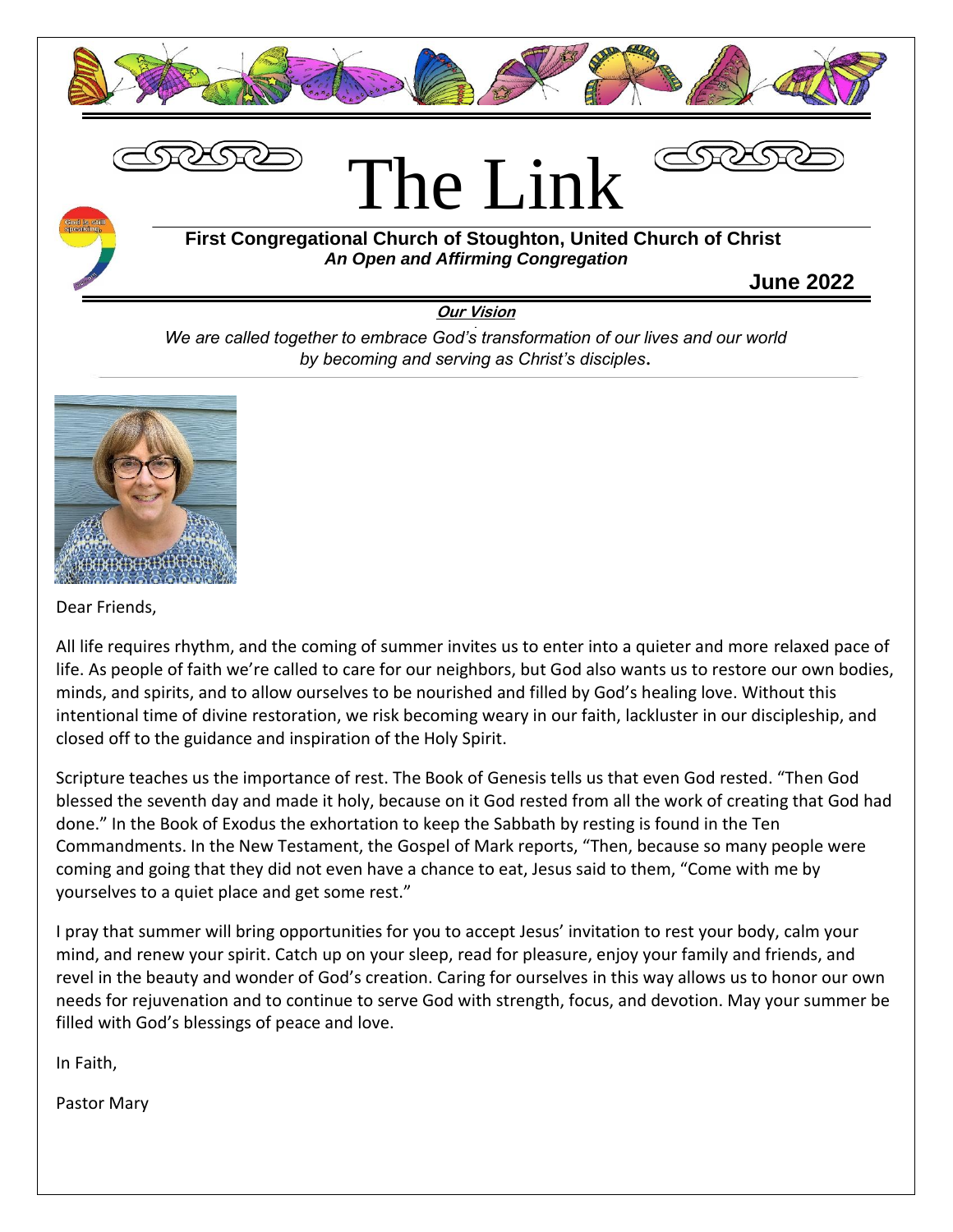# The Link

**First Congregational Church of Stoughton, United Church of Christ**
***An Open and Affirming Congregation***

**June 2022**

***Our Vision***

*We are called together to embrace God's transformation of our lives and our world by becoming and serving as Christ's disciples.*

Dear Friends,

All life requires rhythm, and the coming of summer invites us to enter into a quieter and more relaxed pace of life. As people of faith we're called to care for our neighbors, but God also wants us to restore our own bodies, minds, and spirits, and to allow ourselves to be nourished and filled by God's healing love. Without this intentional time of divine restoration, we risk becoming weary in our faith, lackluster in our discipleship, and closed off to the guidance and inspiration of the Holy Spirit.

Scripture teaches us the importance of rest. The Book of Genesis tells us that even God rested. "Then God blessed the seventh day and made it holy, because on it God rested from all the work of creating that God had done." In the Book of Exodus the exhortation to keep the Sabbath by resting is found in the Ten Commandments. In the New Testament, the Gospel of Mark reports, "Then, because so many people were coming and going that they did not even have a chance to eat, Jesus said to them, "Come with me by yourselves to a quiet place and get some rest."

I pray that summer will bring opportunities for you to accept Jesus' invitation to rest your body, calm your mind, and renew your spirit. Catch up on your sleep, read for pleasure, enjoy your family and friends, and revel in the beauty and wonder of God's creation. Caring for ourselves in this way allows us to honor our own needs for rejuvenation and to continue to serve God with strength, focus, and devotion. May your summer be filled with God's blessings of peace and love.

In Faith,

Pastor Mary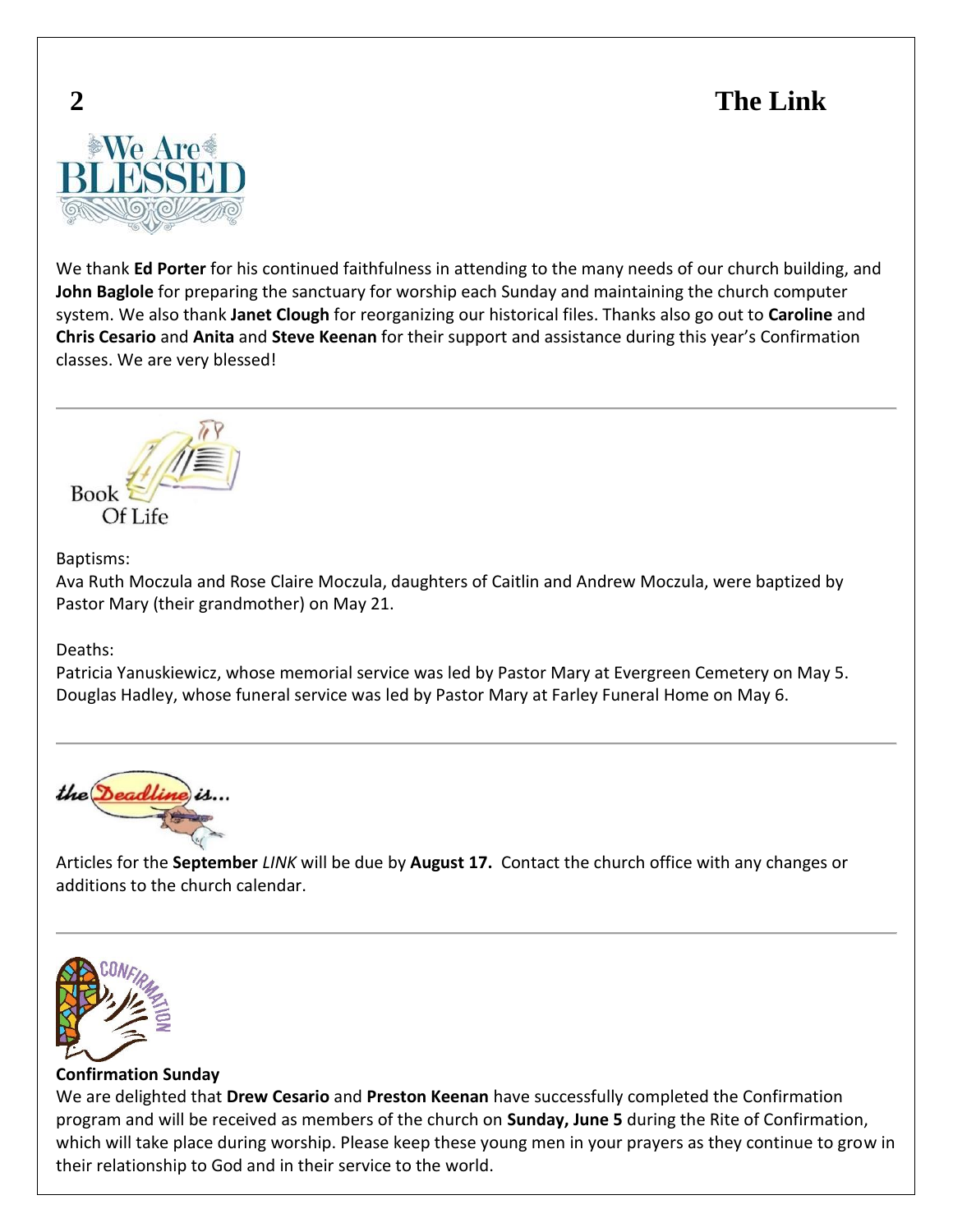## We Are BLESSED

We thank **Ed Porter** for his continued faithfulness in attending to the many needs of our church building, and **John Baglole** for preparing the sanctuary for worship each Sunday and maintaining the church computer system. We also thank **Janet Clough** for reorganizing our historical files. Thanks also go out to **Caroline** and **Chris Cesario** and **Anita** and **Steve Keenan** for their support and assistance during this year's Confirmation classes. We are very blessed!

---

## Book Of Life

Baptisms:
Ava Ruth Moczula and Rose Claire Moczula, daughters of Caitlin and Andrew Moczula, were baptized by Pastor Mary (their grandmother) on May 21.

Deaths:
Patricia Yanuskiewicz, whose memorial service was led by Pastor Mary at Evergreen Cemetery on May 5.
Douglas Hadley, whose funeral service was led by Pastor Mary at Farley Funeral Home on May 6.

---

## the Deadline is...

Articles for the **September** *LINK* will be due by **August 17.** Contact the church office with any changes or additions to the church calendar.

---

## CONFIRMATION

**Confirmation Sunday**
We are delighted that **Drew Cesario** and **Preston Keenan** have successfully completed the Confirmation program and will be received as members of the church on **Sunday, June 5** during the Rite of Confirmation, which will take place during worship. Please keep these young men in your prayers as they continue to grow in their relationship to God and in their service to the world.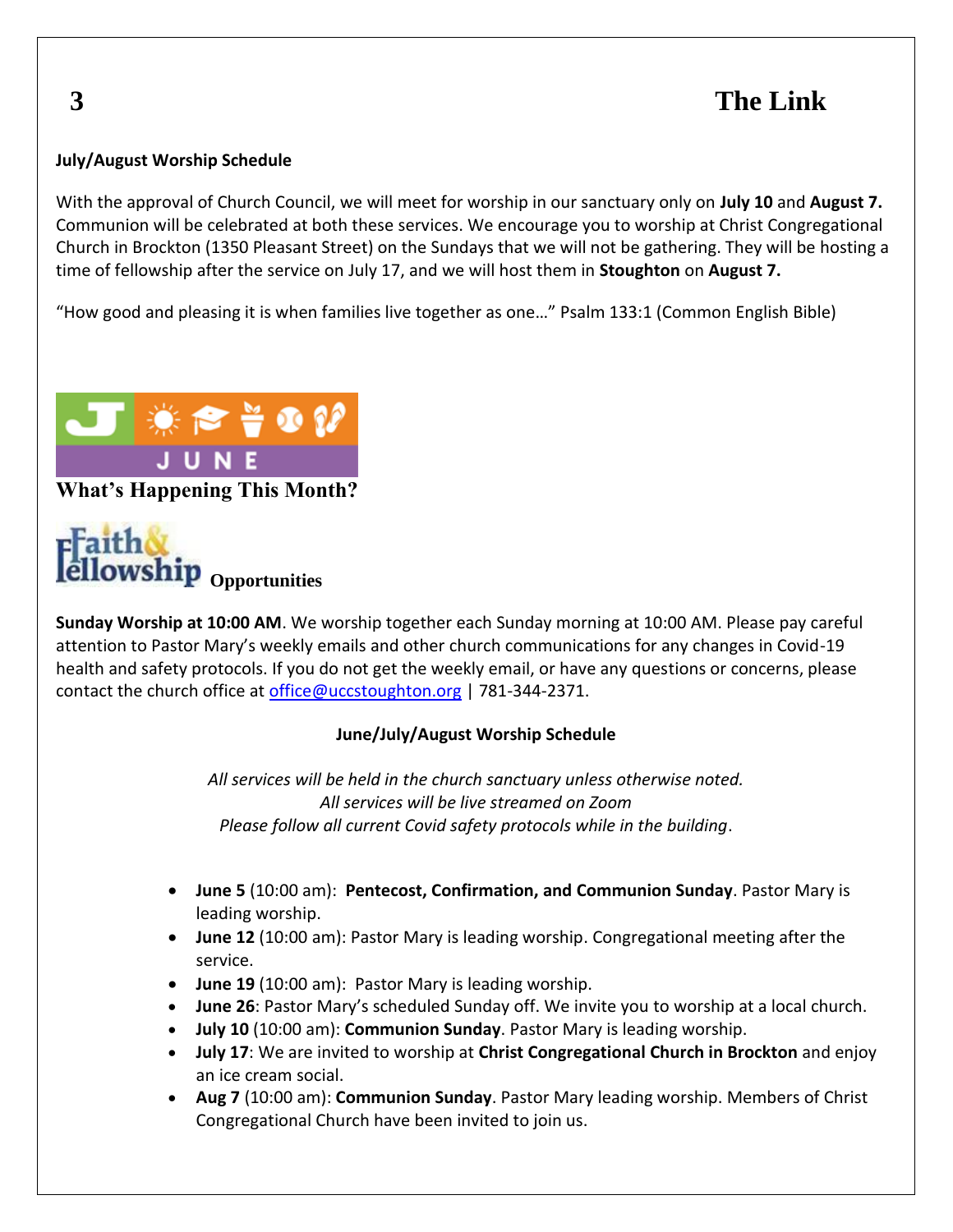**July/August Worship Schedule**

With the approval of Church Council, we will meet for worship in our sanctuary only on **July 10** and **August 7.** Communion will be celebrated at both these services. We encourage you to worship at Christ Congregational Church in Brockton (1350 Pleasant Street) on the Sundays that we will not be gathering. They will be hosting a time of fellowship after the service on July 17, and we will host them in **Stoughton** on **August 7.**

"How good and pleasing it is when families live together as one…" Psalm 133:1 (Common English Bible)

JUNE

## What's Happening This Month?

### Faith & Fellowship Opportunities

**Sunday Worship at 10:00 AM**. We worship together each Sunday morning at 10:00 AM. Please pay careful attention to Pastor Mary's weekly emails and other church communications for any changes in Covid-19 health and safety protocols. If you do not get the weekly email, or have any questions or concerns, please contact the church office at office@uccstoughton.org | 781-344-2371.

**June/July/August Worship Schedule**

*All services will be held in the church sanctuary unless otherwise noted.*
*All services will be live streamed on Zoom*
*Please follow all current Covid safety protocols while in the building*.

- **June 5** (10:00 am): **Pentecost, Confirmation, and Communion Sunday**. Pastor Mary is leading worship.
- **June 12** (10:00 am): Pastor Mary is leading worship. Congregational meeting after the service.
- **June 19** (10:00 am): Pastor Mary is leading worship.
- **June 26**: Pastor Mary's scheduled Sunday off. We invite you to worship at a local church.
- **July 10** (10:00 am): **Communion Sunday**. Pastor Mary is leading worship.
- **July 17**: We are invited to worship at **Christ Congregational Church in Brockton** and enjoy an ice cream social.
- **Aug 7** (10:00 am): **Communion Sunday**. Pastor Mary leading worship. Members of Christ Congregational Church have been invited to join us.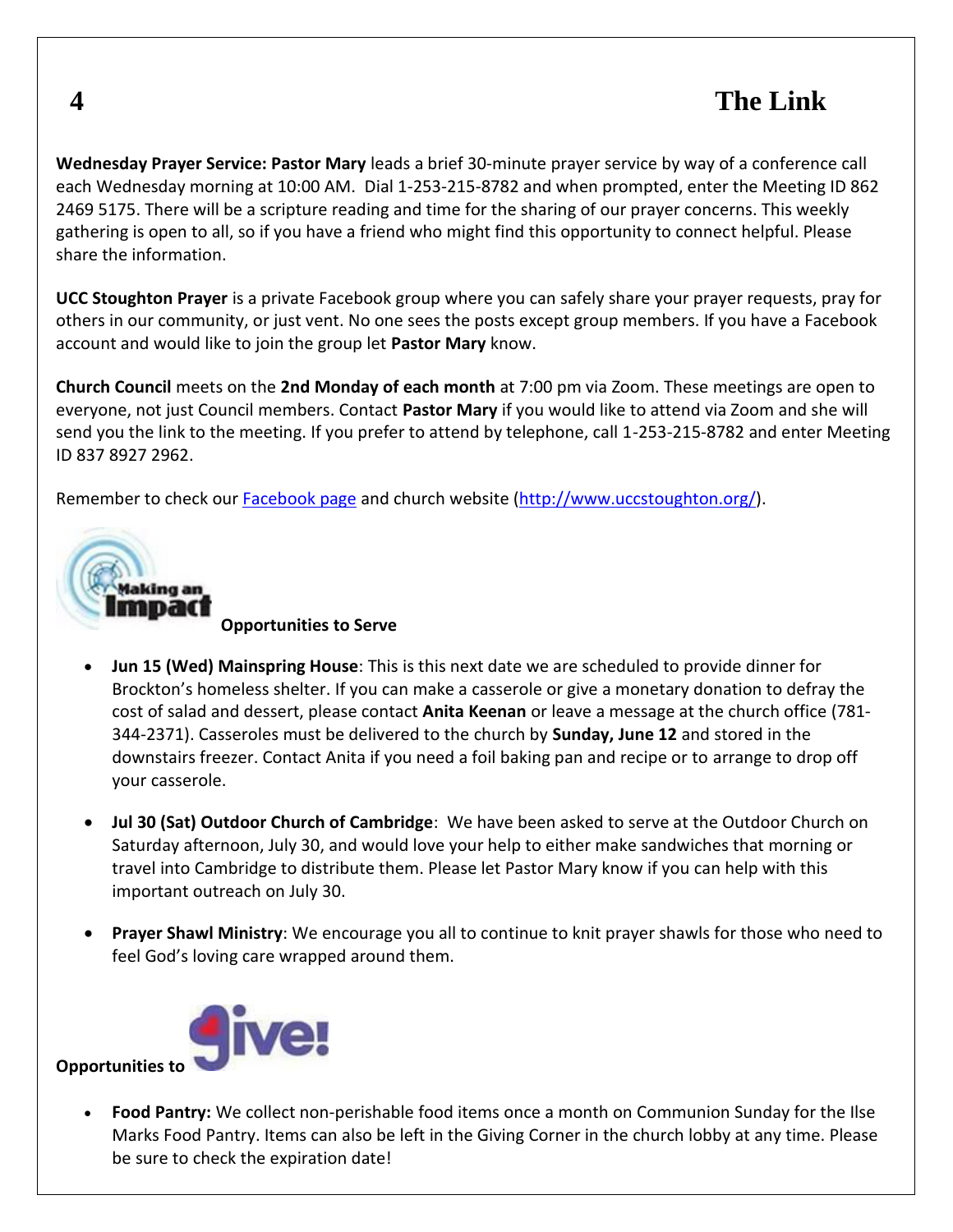**Wednesday Prayer Service: Pastor Mary** leads a brief 30-minute prayer service by way of a conference call each Wednesday morning at 10:00 AM. Dial 1-253-215-8782 and when prompted, enter the Meeting ID 862 2469 5175. There will be a scripture reading and time for the sharing of our prayer concerns. This weekly gathering is open to all, so if you have a friend who might find this opportunity to connect helpful. Please share the information.

**UCC Stoughton Prayer** is a private Facebook group where you can safely share your prayer requests, pray for others in our community, or just vent. No one sees the posts except group members. If you have a Facebook account and would like to join the group let **Pastor Mary** know.

**Church Council** meets on the **2nd Monday of each month** at 7:00 pm via Zoom. These meetings are open to everyone, not just Council members. Contact **Pastor Mary** if you would like to attend via Zoom and she will send you the link to the meeting. If you prefer to attend by telephone, call 1-253-215-8782 and enter Meeting ID 837 8927 2962.

Remember to check our Facebook page and church website (http://www.uccstoughton.org/).

**Making an Impact**

**Opportunities to Serve**

- **Jun 15 (Wed) Mainspring House**: This is this next date we are scheduled to provide dinner for Brockton's homeless shelter. If you can make a casserole or give a monetary donation to defray the cost of salad and dessert, please contact **Anita Keenan** or leave a message at the church office (781-344-2371). Casseroles must be delivered to the church by **Sunday, June 12** and stored in the downstairs freezer. Contact Anita if you need a foil baking pan and recipe or to arrange to drop off your casserole.

- **Jul 30 (Sat) Outdoor Church of Cambridge**: We have been asked to serve at the Outdoor Church on Saturday afternoon, July 30, and would love your help to either make sandwiches that morning or travel into Cambridge to distribute them. Please let Pastor Mary know if you can help with this important outreach on July 30.

- **Prayer Shawl Ministry**: We encourage you all to continue to knit prayer shawls for those who need to feel God's loving care wrapped around them.

**Opportunities to Give!**

- **Food Pantry:** We collect non-perishable food items once a month on Communion Sunday for the Ilse Marks Food Pantry. Items can also be left in the Giving Corner in the church lobby at any time. Please be sure to check the expiration date!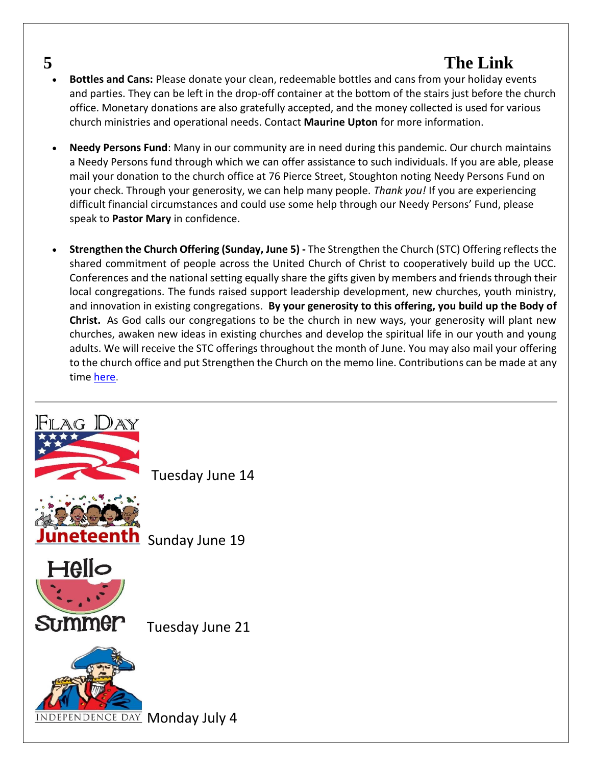- **Bottles and Cans:** Please donate your clean, redeemable bottles and cans from your holiday events and parties. They can be left in the drop-off container at the bottom of the stairs just before the church office. Monetary donations are also gratefully accepted, and the money collected is used for various church ministries and operational needs. Contact **Maurine Upton** for more information.

- **Needy Persons Fund**: Many in our community are in need during this pandemic. Our church maintains a Needy Persons fund through which we can offer assistance to such individuals. If you are able, please mail your donation to the church office at 76 Pierce Street, Stoughton noting Needy Persons Fund on your check. Through your generosity, we can help many people. *Thank you!* If you are experiencing difficult financial circumstances and could use some help through our Needy Persons' Fund, please speak to **Pastor Mary** in confidence.

- **Strengthen the Church Offering (Sunday, June 5) -** The Strengthen the Church (STC) Offering reflects the shared commitment of people across the United Church of Christ to cooperatively build up the UCC. Conferences and the national setting equally share the gifts given by members and friends through their local congregations. The funds raised support leadership development, new churches, youth ministry, and innovation in existing congregations. **By your generosity to this offering, you build up the Body of Christ.** As God calls our congregations to be the church in new ways, your generosity will plant new churches, awaken new ideas in existing churches and develop the spiritual life in our youth and young adults. We will receive the STC offerings throughout the month of June. You may also mail your offering to the church office and put Strengthen the Church on the memo line. Contributions can be made at any time here.

---

Flag Day — Tuesday June 14

Juneteenth — Sunday June 19

Hello Summer — Tuesday June 21

Independence Day — Monday July 4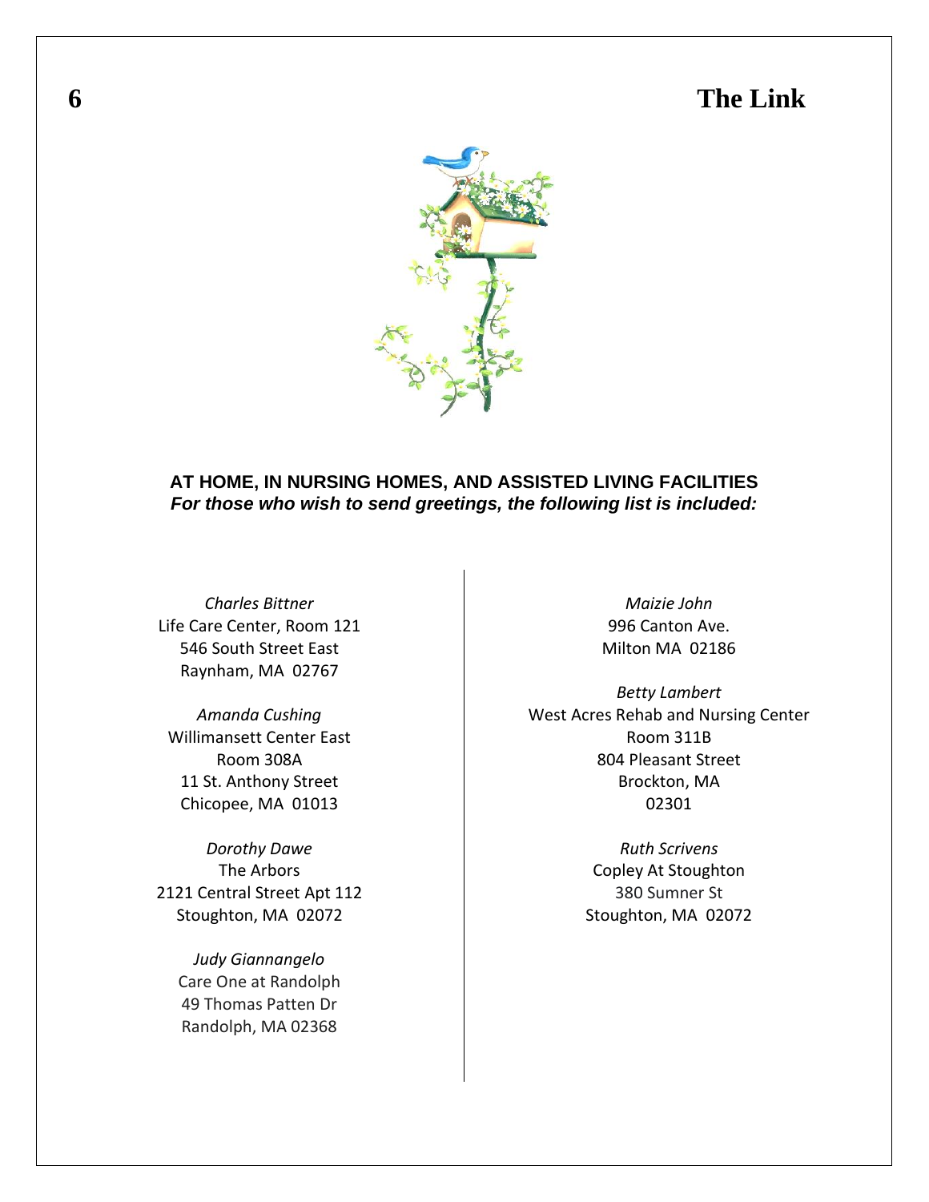**AT HOME, IN NURSING HOMES, AND ASSISTED LIVING FACILITIES**
***For those who wish to send greetings, the following list is included:***

*Charles Bittner*
Life Care Center, Room 121
546 South Street East
Raynham, MA 02767

*Amanda Cushing*
Willimansett Center East
Room 308A
11 St. Anthony Street
Chicopee, MA 01013

*Dorothy Dawe*
The Arbors
2121 Central Street Apt 112
Stoughton, MA 02072

*Judy Giannangelo*
Care One at Randolph
49 Thomas Patten Dr
Randolph, MA 02368

*Maizie John*
996 Canton Ave.
Milton MA 02186

*Betty Lambert*
West Acres Rehab and Nursing Center
Room 311B
804 Pleasant Street
Brockton, MA
02301

*Ruth Scrivens*
Copley At Stoughton
380 Sumner St
Stoughton, MA 02072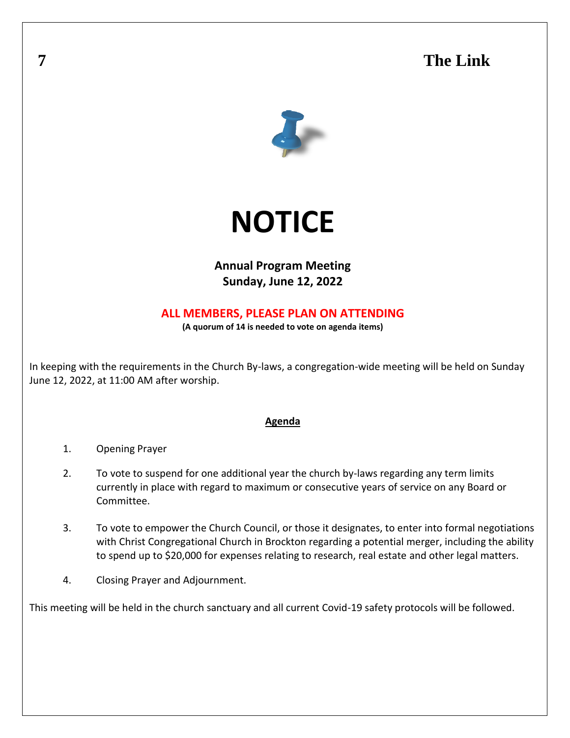# NOTICE

**Annual Program Meeting**
**Sunday, June 12, 2022**

**ALL MEMBERS, PLEASE PLAN ON ATTENDING**
**(A quorum of 14 is needed to vote on agenda items)**

In keeping with the requirements in the Church By-laws, a congregation-wide meeting will be held on Sunday June 12, 2022, at 11:00 AM after worship.

**Agenda**

1. Opening Prayer
2. To vote to suspend for one additional year the church by-laws regarding any term limits currently in place with regard to maximum or consecutive years of service on any Board or Committee.
3. To vote to empower the Church Council, or those it designates, to enter into formal negotiations with Christ Congregational Church in Brockton regarding a potential merger, including the ability to spend up to $20,000 for expenses relating to research, real estate and other legal matters.
4. Closing Prayer and Adjournment.

This meeting will be held in the church sanctuary and all current Covid-19 safety protocols will be followed.